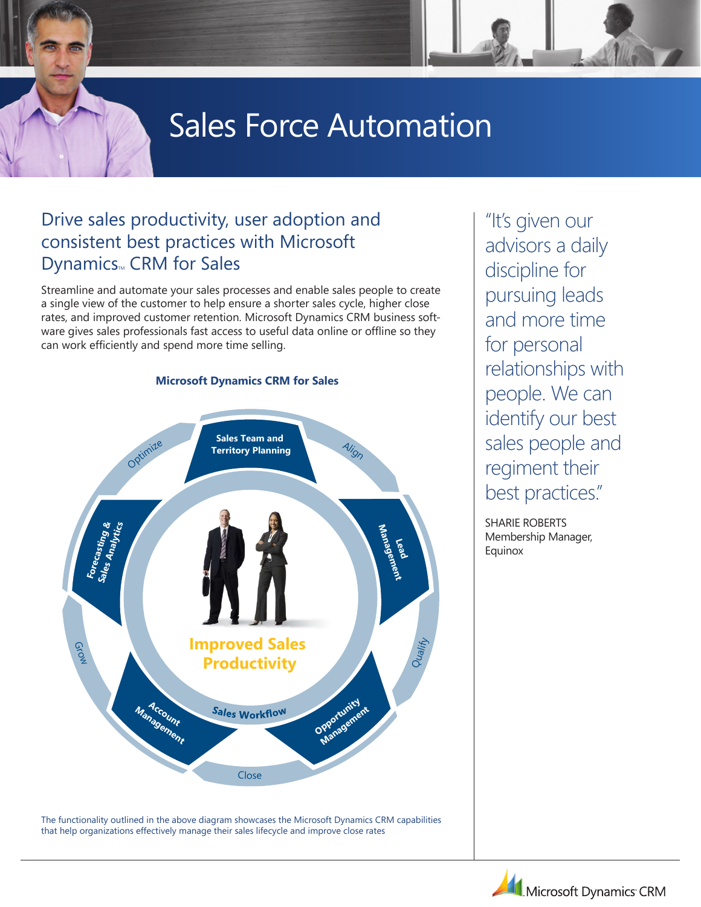# Sales Force Automation

## Drive sales productivity, user adoption and consistent best practices with Microsoft Dynamics™ CRM for Sales

Streamline and automate your sales processes and enable sales people to create a single view of the customer to help ensure a shorter sales cycle, higher close rates, and improved customer retention. Microsoft Dynamics CRM business software gives sales professionals fast access to useful data online or offline so they can work efficiently and spend more time selling.

**Microsoft Dynamics CRM for Sales**

- Sales Team and Territory Planning
- Align
- Lead Management
- Qualify
- Opportunity Management
- Close
- Account Management
- Grow
- Forecasting & Sales Analytics
- Optimize
- Sales Workflow
- Improved Sales Productivity

The functionality outlined in the above diagram showcases the Microsoft Dynamics CRM capabilities that help organizations effectively manage their sales lifecycle and improve close rates

> "It's given our advisors a daily discipline for pursuing leads and more time for personal relationships with people. We can identify our best sales people and regiment their best practices."

SHARIE ROBERTS
Membership Manager,
Equinox

Microsoft Dynamics CRM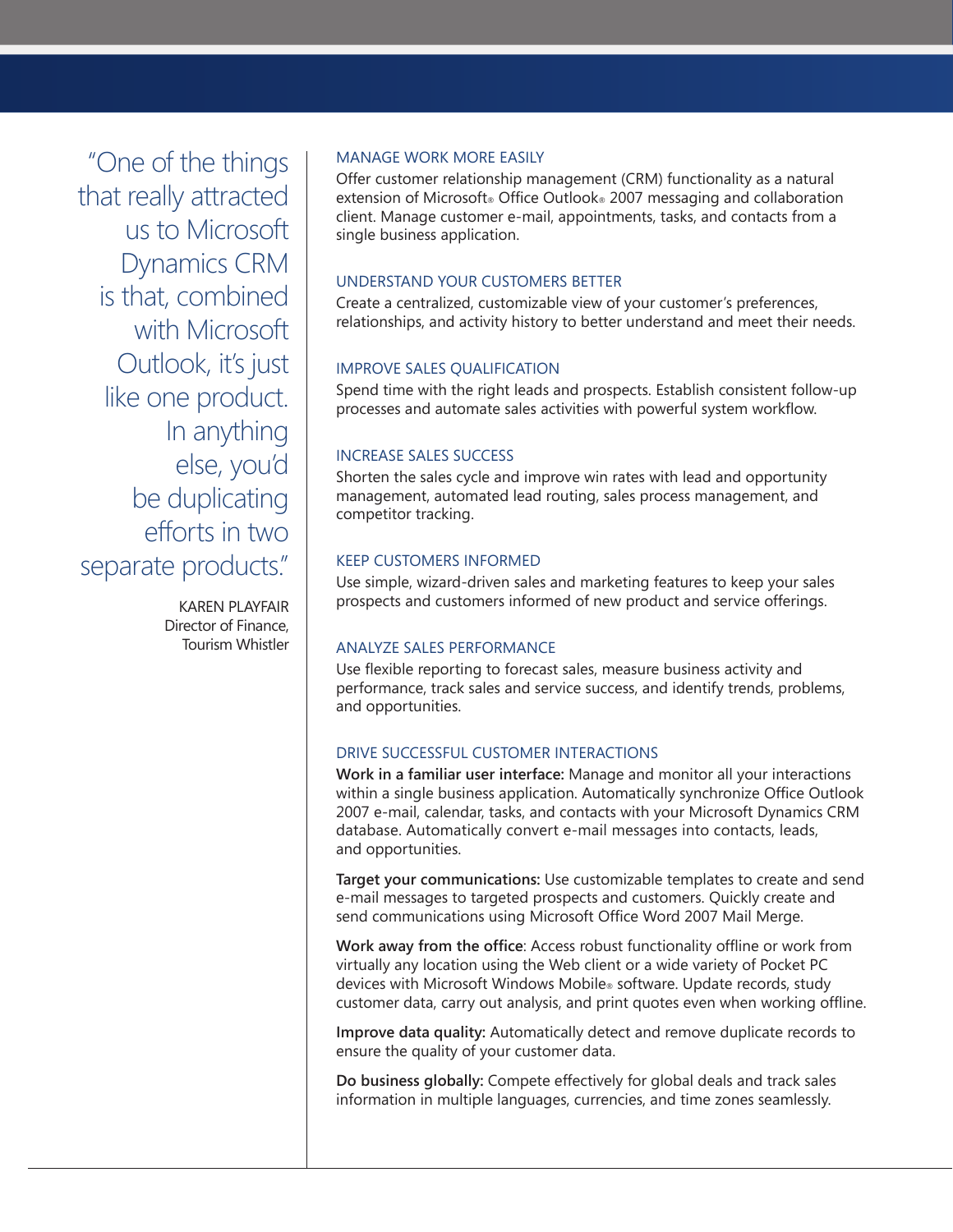> "One of the things that really attracted us to Microsoft Dynamics CRM is that, combined with Microsoft Outlook, it's just like one product. In anything else, you'd be duplicating efforts in two separate products."
>
> KAREN PLAYFAIR
> Director of Finance,
> Tourism Whistler

### MANAGE WORK MORE EASILY

Offer customer relationship management (CRM) functionality as a natural extension of Microsoft® Office Outlook® 2007 messaging and collaboration client. Manage customer e-mail, appointments, tasks, and contacts from a single business application.

### UNDERSTAND YOUR CUSTOMERS BETTER

Create a centralized, customizable view of your customer's preferences, relationships, and activity history to better understand and meet their needs.

### IMPROVE SALES QUALIFICATION

Spend time with the right leads and prospects. Establish consistent follow-up processes and automate sales activities with powerful system workflow.

### INCREASE SALES SUCCESS

Shorten the sales cycle and improve win rates with lead and opportunity management, automated lead routing, sales process management, and competitor tracking.

### KEEP CUSTOMERS INFORMED

Use simple, wizard-driven sales and marketing features to keep your sales prospects and customers informed of new product and service offerings.

### ANALYZE SALES PERFORMANCE

Use flexible reporting to forecast sales, measure business activity and performance, track sales and service success, and identify trends, problems, and opportunities.

### DRIVE SUCCESSFUL CUSTOMER INTERACTIONS

**Work in a familiar user interface:** Manage and monitor all your interactions within a single business application. Automatically synchronize Office Outlook 2007 e-mail, calendar, tasks, and contacts with your Microsoft Dynamics CRM database. Automatically convert e-mail messages into contacts, leads, and opportunities.

**Target your communications:** Use customizable templates to create and send e-mail messages to targeted prospects and customers. Quickly create and send communications using Microsoft Office Word 2007 Mail Merge.

**Work away from the office**: Access robust functionality offline or work from virtually any location using the Web client or a wide variety of Pocket PC devices with Microsoft Windows Mobile® software. Update records, study customer data, carry out analysis, and print quotes even when working offline.

**Improve data quality:** Automatically detect and remove duplicate records to ensure the quality of your customer data.

**Do business globally:** Compete effectively for global deals and track sales information in multiple languages, currencies, and time zones seamlessly.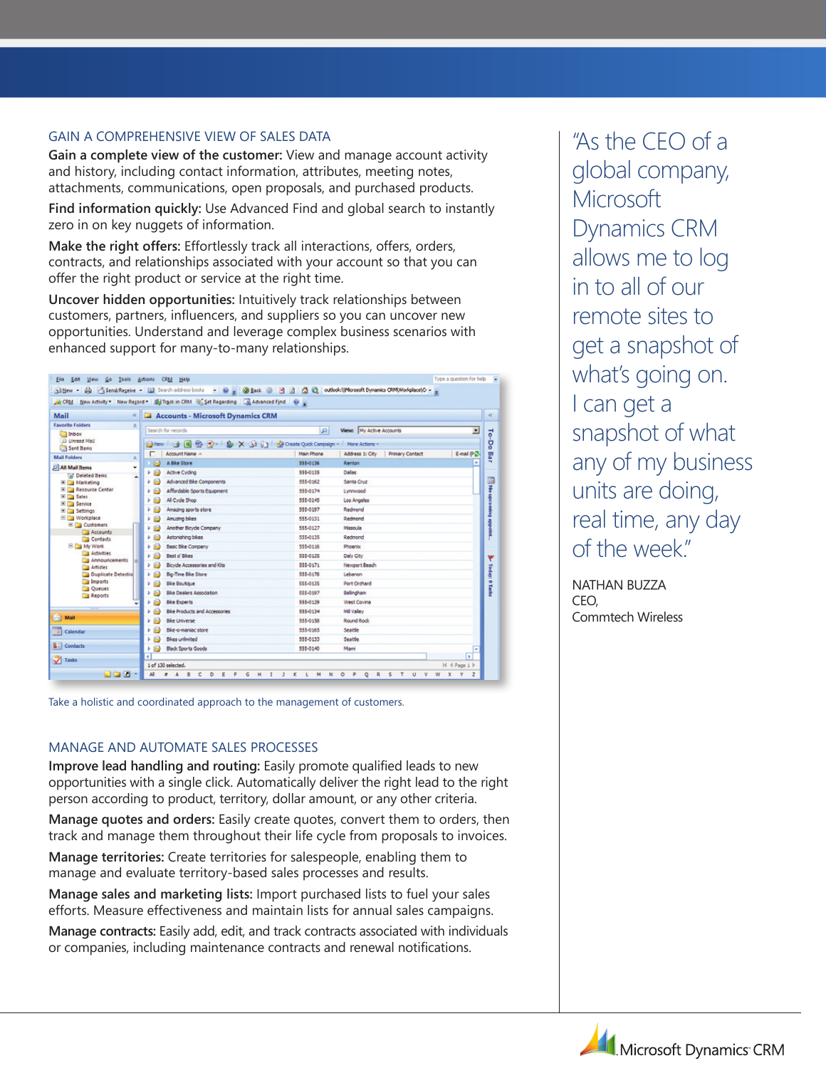## GAIN A COMPREHENSIVE VIEW OF SALES DATA

**Gain a complete view of the customer:** View and manage account activity and history, including contact information, attributes, meeting notes, attachments, communications, open proposals, and purchased products.

**Find information quickly:** Use Advanced Find and global search to instantly zero in on key nuggets of information.

**Make the right offers:** Effortlessly track all interactions, offers, orders, contracts, and relationships associated with your account so that you can offer the right product or service at the right time.

**Uncover hidden opportunities:** Intuitively track relationships between customers, partners, influencers, and suppliers so you can uncover new opportunities. Understand and leverage complex business scenarios with enhanced support for many-to-many relationships.

Take a holistic and coordinated approach to the management of customers.

## MANAGE AND AUTOMATE SALES PROCESSES

**Improve lead handling and routing:** Easily promote qualified leads to new opportunities with a single click. Automatically deliver the right lead to the right person according to product, territory, dollar amount, or any other criteria.

**Manage quotes and orders:** Easily create quotes, convert them to orders, then track and manage them throughout their life cycle from proposals to invoices.

**Manage territories:** Create territories for salespeople, enabling them to manage and evaluate territory-based sales processes and results.

**Manage sales and marketing lists:** Import purchased lists to fuel your sales efforts. Measure effectiveness and maintain lists for annual sales campaigns.

**Manage contracts:** Easily add, edit, and track contracts associated with individuals or companies, including maintenance contracts and renewal notifications.

"As the CEO of a global company, Microsoft Dynamics CRM allows me to log in to all of our remote sites to get a snapshot of what's going on. I can get a snapshot of what any of my business units are doing, real time, any day of the week."

NATHAN BUZZA
CEO,
Commtech Wireless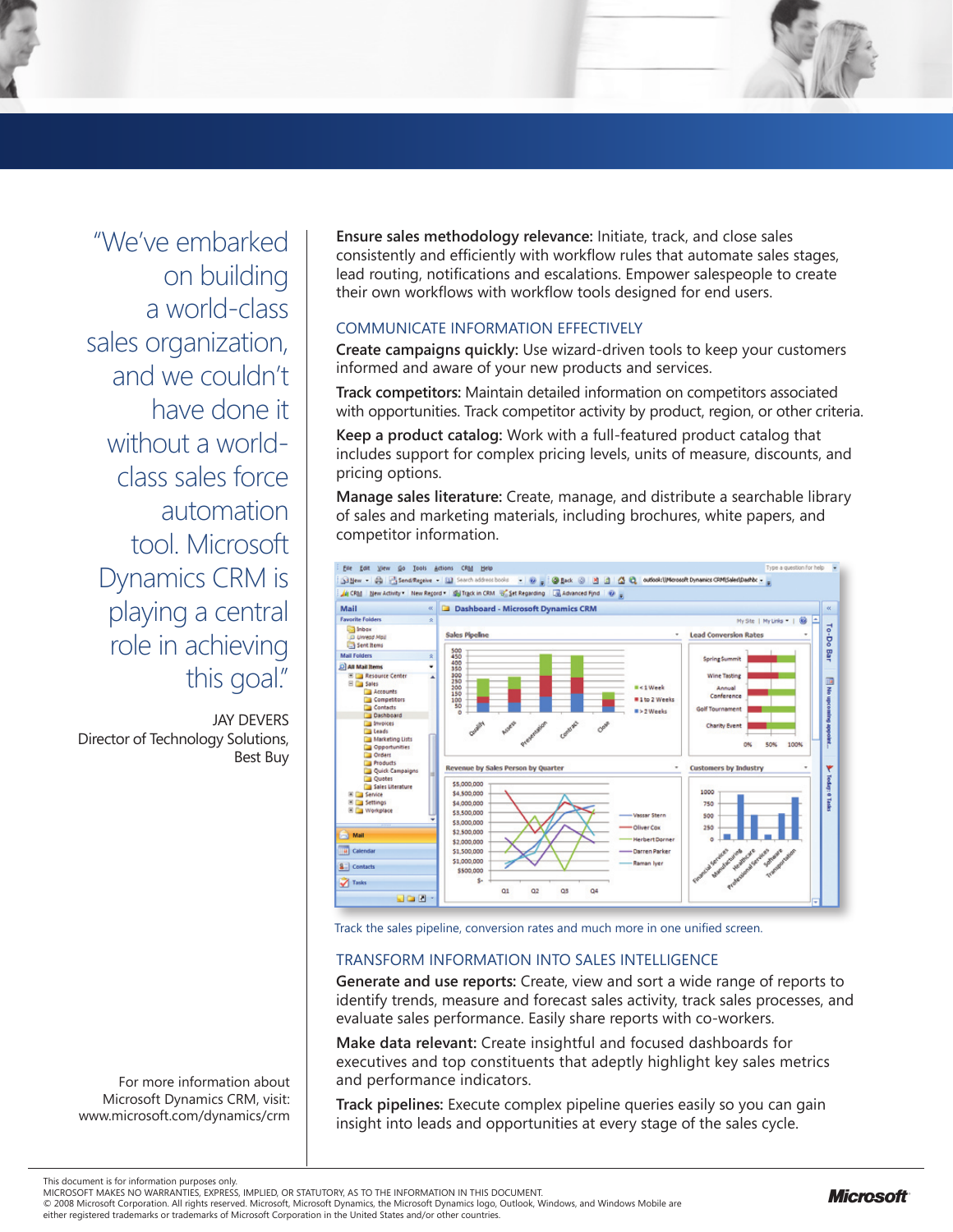"We've embarked on building a world-class sales organization, and we couldn't have done it without a world-class sales force automation tool. Microsoft Dynamics CRM is playing a central role in achieving this goal."

JAY DEVERS
Director of Technology Solutions,
Best Buy

**Ensure sales methodology relevance:** Initiate, track, and close sales consistently and efficiently with workflow rules that automate sales stages, lead routing, notifications and escalations. Empower salespeople to create their own workflows with workflow tools designed for end users.

## COMMUNICATE INFORMATION EFFECTIVELY

**Create campaigns quickly:** Use wizard-driven tools to keep your customers informed and aware of your new products and services.

**Track competitors:** Maintain detailed information on competitors associated with opportunities. Track competitor activity by product, region, or other criteria.

**Keep a product catalog:** Work with a full-featured product catalog that includes support for complex pricing levels, units of measure, discounts, and pricing options.

**Manage sales literature:** Create, manage, and distribute a searchable library of sales and marketing materials, including brochures, white papers, and competitor information.

Track the sales pipeline, conversion rates and much more in one unified screen.

## TRANSFORM INFORMATION INTO SALES INTELLIGENCE

**Generate and use reports:** Create, view and sort a wide range of reports to identify trends, measure and forecast sales activity, track sales processes, and evaluate sales performance. Easily share reports with co-workers.

**Make data relevant:** Create insightful and focused dashboards for executives and top constituents that adeptly highlight key sales metrics and performance indicators.

**Track pipelines:** Execute complex pipeline queries easily so you can gain insight into leads and opportunities at every stage of the sales cycle.

For more information about Microsoft Dynamics CRM, visit: www.microsoft.com/dynamics/crm

This document is for information purposes only.
MICROSOFT MAKES NO WARRANTIES, EXPRESS, IMPLIED, OR STATUTORY, AS TO THE INFORMATION IN THIS DOCUMENT.
© 2008 Microsoft Corporation. All rights reserved. Microsoft, Microsoft Dynamics, the Microsoft Dynamics logo, Outlook, Windows, and Windows Mobile are either registered trademarks or trademarks of Microsoft Corporation in the United States and/or other countries.

Microsoft